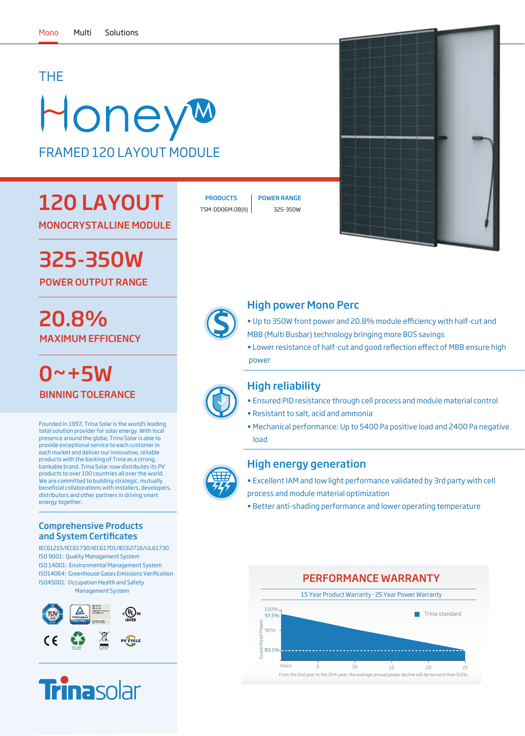Mono Multi Solutions

# THE Honey M

## FRAMED 120 LAYOUT MODULE

## 120 LAYOUT

**MONOCRYSTALLINE MODULE**

## 325-350W

**POWER OUTPUT RANGE**

## 20.8%

**MAXIMUM EFFICIENCY**

## 0~+5W

**BINNING TOLERANCE**

| PRODUCTS | POWER RANGE |
| --- | --- |
| TSM-DD06M.08(II) | 325-350W |

Founded in 1997, Trina Solar is the world's leading total solution provider for solar energy. With local presence around the globe, Trina Solar is able to provide exceptional service to each customer in each market and deliver our innovative, reliable products with the backing of Trina as a strong, bankable brand. Trina Solar now distributes its PV products to over 100 countries all over the world. We are committed to building strategic, mutually beneficial collaborations with installers, developers, distributors and other partners in driving smart energy together.

### Comprehensive Products and System Certificates

IEC61215/IEC61730/IEC61701/IEC62716/UL61730
ISO 9001: Quality Management System
ISO 14001: Environmental Management System
ISO14064: Greenhouse Gases Emissions Verification
ISO45001: Occupation Health and Safety Management System

Trinasolar

### High power Mono Perc

- Up to 350W front power and 20.8% module efficiency with half-cut and MBB (Multi Busbar) technology bringing more BOS savings
- Lower resistance of half-cut and good reflection effect of MBB ensure high power

### High reliability

- Ensured PID resistance through cell process and module material control
- Resistant to salt, acid and ammonia
- Mechanical performance: Up to 5400 Pa positive load and 2400 Pa negative load

### High energy generation

- Excellent IAM and low light performance validated by 3rd party with cell process and module material optimization
- Better anti-shading performance and lower operating temperature

## PERFORMANCE WARRANTY

15 Year Product Warranty · 25 Year Power Warranty

Guaranteed Power: 100%, 97.5%, 90%, 83.1% — Trina standard — Years: 5, 10, 15, 20, 25

From the 2nd year to the 25th year, the average annual power decline will be no more than 0.6%.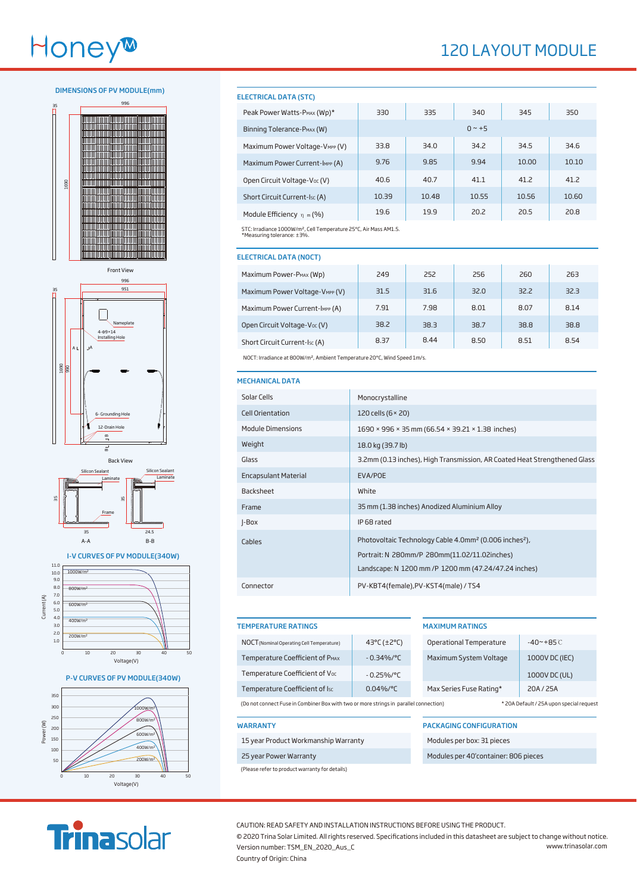Honey

# 120 LAYOUT MODULE

## DIMENSIONS OF PV MODULE(mm)

996
35
1690
Front View

996
951
35
Nameplate
4-Φ9×14
Installing Hole
A
A
1690
990
6- Grounding Hole
12-Drain Hole
B
B
Back View

Silicon Sealant
Laminate
Frame
35
35
A-A
Silicon Sealant
Laminate
35
24.5
B-B

## I-V CURVES OF PV MODULE(340W)

Current(A)
11.0
10.0
9.0
8.0
7.0
6.0
5.0
4.0
3.0
2.0
1.0
1000W/m²
800W/m²
600W/m²
400W/m²
200W/m²
0 10 20 30 40 50
Voltage(V)

## P-V CURVES OF PV MODULE(340W)

Power(W)
350
300
250
200
150
100
50
1000W/m²
800W/m²
600W/m²
400W/m²
200W/m²
0 10 20 30 40 50
Voltage(V)

## ELECTRICAL DATA (STC)

| | | | | | |
|---|---|---|---|---|---|
| Peak Power Watts-$P_{MAX}$ (Wp)* | 330 | 335 | 340 | 345 | 350 |
| Binning Tolerance-$P_{MAX}$ (W) | 0 ~ +5 | | | | |
| Maximum Power Voltage-$V_{MPP}$ (V) | 33.8 | 34.0 | 34.2 | 34.5 | 34.6 |
| Maximum Power Current-$I_{MPP}$ (A) | 9.76 | 9.85 | 9.94 | 10.00 | 10.10 |
| Open Circuit Voltage-$V_{OC}$ (V) | 40.6 | 40.7 | 41.1 | 41.2 | 41.2 |
| Short Circuit Current-$I_{SC}$ (A) | 10.39 | 10.48 | 10.55 | 10.56 | 10.60 |
| Module Efficiency $\eta_m$ (%) | 19.6 | 19.9 | 20.2 | 20.5 | 20.8 |

STC: Irradiance 1000W/m², Cell Temperature 25°C, Air Mass AM1.5.
*Measuring tolerance: ±3%.

## ELECTRICAL DATA (NOCT)

| | | | | | |
|---|---|---|---|---|---|
| Maximum Power-$P_{MAX}$ (Wp) | 249 | 252 | 256 | 260 | 263 |
| Maximum Power Voltage-$V_{MPP}$ (V) | 31.5 | 31.6 | 32.0 | 32.2 | 32.3 |
| Maximum Power Current-$I_{MPP}$ (A) | 7.91 | 7.98 | 8.01 | 8.07 | 8.14 |
| Open Circuit Voltage-$V_{OC}$ (V) | 38.2 | 38.3 | 38.7 | 38.8 | 38.8 |
| Short Circuit Current-$I_{SC}$ (A) | 8.37 | 8.44 | 8.50 | 8.51 | 8.54 |

NOCT: Irradiance at 800W/m², Ambient Temperature 20°C, Wind Speed 1m/s.

## MECHANICAL DATA

| | |
|---|---|
| Solar Cells | Monocrystalline |
| Cell Orientation | 120 cells (6 × 20) |
| Module Dimensions | 1690 × 996 × 35 mm (66.54 × 39.21 × 1.38 inches) |
| Weight | 18.0 kg (39.7 lb) |
| Glass | 3.2mm (0.13 inches), High Transmission, AR Coated Heat Strengthened Glass |
| Encapsulant Material | EVA/POE |
| Backsheet | White |
| Frame | 35 mm (1.38 inches) Anodized Aluminium Alloy |
| J-Box | IP 68 rated |
| Cables | Photovoltaic Technology Cable 4.0mm² (0.006 inches²), Portrait: N 280mm/P 280mm(11.02/11.02inches) Landscape: N 1200 mm /P 1200 mm (47.24/47.24 inches) |
| Connector | PV-KBT4(female),PV-KST4(male) / TS4 |

## TEMPERATURE RATINGS

| | |
|---|---|
| NOCT (Nominal Operating Cell Temperature) | 43°C (±2°C) |
| Temperature Coefficient of $P_{MAX}$ | - 0.34%/°C |
| Temperature Coefficient of $V_{OC}$ | - 0.25%/°C |
| Temperature Coefficient of $I_{SC}$ | 0.04%/°C |

## MAXIMUM RATINGS

| | |
|---|---|
| Operational Temperature | -40~+85℃ |
| Maximum System Voltage | 1000V DC (IEC) 1000V DC (UL) |
| Max Series Fuse Rating* | 20A / 25A |

(Do not connect Fuse in Combiner Box with two or more strings in parallel connection)

* 20A Default / 25A upon special request

## WARRANTY

15 year Product Workmanship Warranty
25 year Power Warranty
(Please refer to product warranty for details)

## PACKAGING CONFIGURATION

Modules per box: 31 pieces
Modules per 40'container: 806 pieces

Trinasolar

CAUTION: READ SAFETY AND INSTALLATION INSTRUCTIONS BEFORE USING THE PRODUCT.
© 2020 Trina Solar Limited. All rights reserved. Specifications included in this datasheet are subject to change without notice.
Version number: TSM_EN_2020_Aus_C
Country of Origin: China
www.trinasolar.com